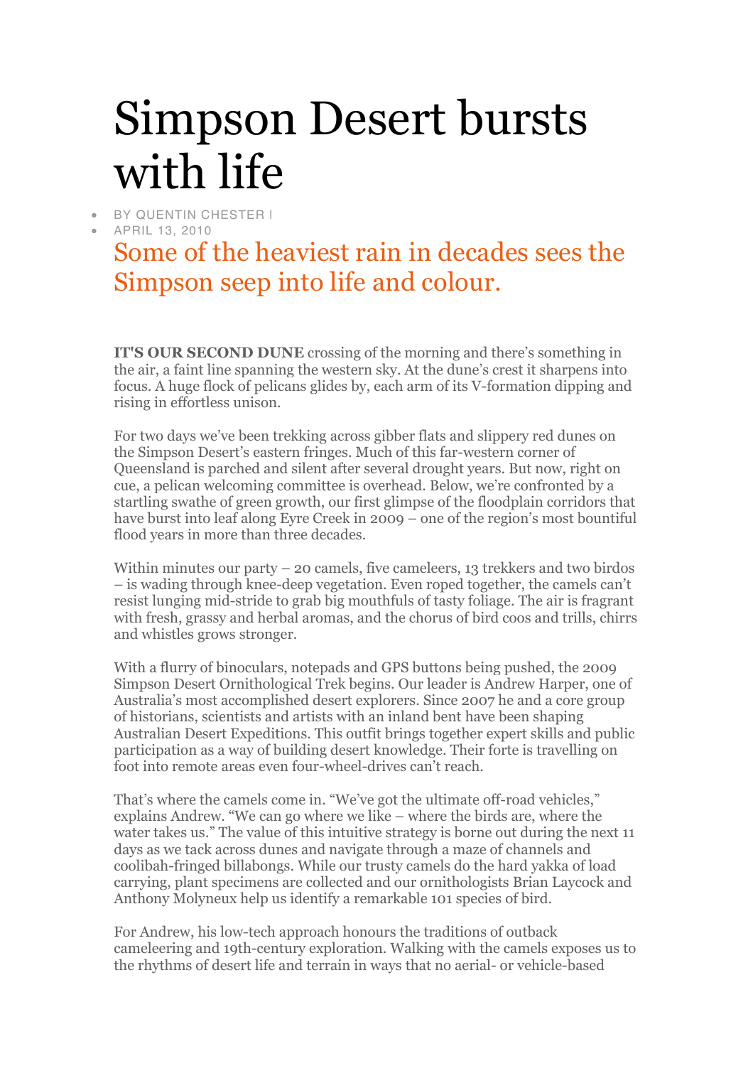# Simpson Desert bursts with life

- BY QUENTIN CHESTER |
- APRIL 13, 2010

## Some of the heaviest rain in decades sees the Simpson seep into life and colour.

**IT'S OUR SECOND DUNE** crossing of the morning and there's something in the air, a faint line spanning the western sky. At the dune's crest it sharpens into focus. A huge flock of pelicans glides by, each arm of its V-formation dipping and rising in effortless unison.

For two days we've been trekking across gibber flats and slippery red dunes on the Simpson Desert's eastern fringes. Much of this far-western corner of Queensland is parched and silent after several drought years. But now, right on cue, a pelican welcoming committee is overhead. Below, we're confronted by a startling swathe of green growth, our first glimpse of the floodplain corridors that have burst into leaf along Eyre Creek in 2009 – one of the region's most bountiful flood years in more than three decades.

Within minutes our party – 20 camels, five cameleers, 13 trekkers and two birdos – is wading through knee-deep vegetation. Even roped together, the camels can't resist lunging mid-stride to grab big mouthfuls of tasty foliage. The air is fragrant with fresh, grassy and herbal aromas, and the chorus of bird coos and trills, chirrs and whistles grows stronger.

With a flurry of binoculars, notepads and GPS buttons being pushed, the 2009 Simpson Desert Ornithological Trek begins. Our leader is Andrew Harper, one of Australia's most accomplished desert explorers. Since 2007 he and a core group of historians, scientists and artists with an inland bent have been shaping Australian Desert Expeditions. This outfit brings together expert skills and public participation as a way of building desert knowledge. Their forte is travelling on foot into remote areas even four-wheel-drives can't reach.

That's where the camels come in. "We've got the ultimate off-road vehicles," explains Andrew. "We can go where we like – where the birds are, where the water takes us." The value of this intuitive strategy is borne out during the next 11 days as we tack across dunes and navigate through a maze of channels and coolibah-fringed billabongs. While our trusty camels do the hard yakka of load carrying, plant specimens are collected and our ornithologists Brian Laycock and Anthony Molyneux help us identify a remarkable 101 species of bird.

For Andrew, his low-tech approach honours the traditions of outback cameleering and 19th-century exploration. Walking with the camels exposes us to the rhythms of desert life and terrain in ways that no aerial- or vehicle-based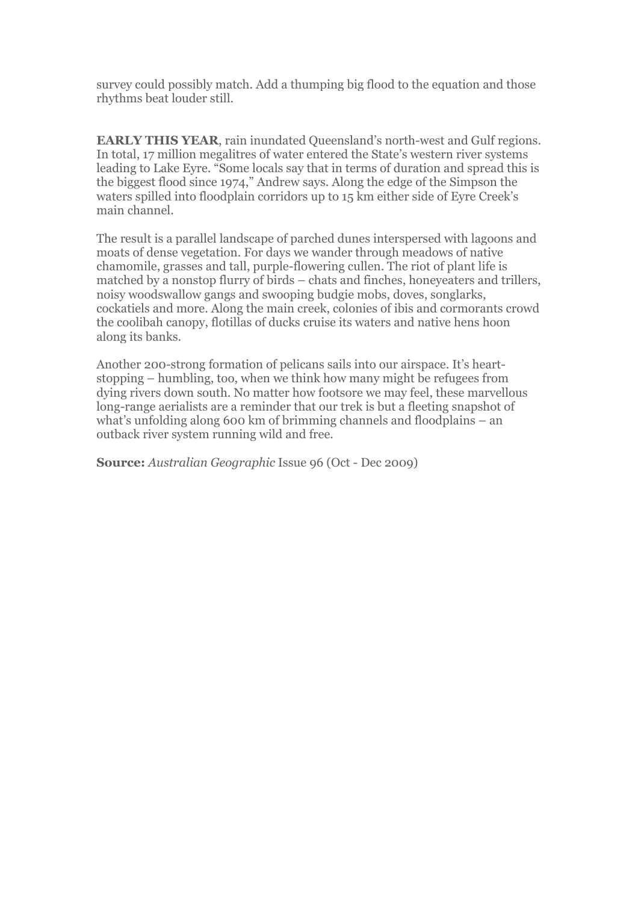survey could possibly match. Add a thumping big flood to the equation and those rhythms beat louder still.

**EARLY THIS YEAR**, rain inundated Queensland's north-west and Gulf regions. In total, 17 million megalitres of water entered the State's western river systems leading to Lake Eyre. "Some locals say that in terms of duration and spread this is the biggest flood since 1974," Andrew says. Along the edge of the Simpson the waters spilled into floodplain corridors up to 15 km either side of Eyre Creek's main channel.

The result is a parallel landscape of parched dunes interspersed with lagoons and moats of dense vegetation. For days we wander through meadows of native chamomile, grasses and tall, purple-flowering cullen. The riot of plant life is matched by a nonstop flurry of birds – chats and finches, honeyeaters and trillers, noisy woodswallow gangs and swooping budgie mobs, doves, songlarks, cockatiels and more. Along the main creek, colonies of ibis and cormorants crowd the coolibah canopy, flotillas of ducks cruise its waters and native hens hoon along its banks.

Another 200-strong formation of pelicans sails into our airspace. It's heart-stopping – humbling, too, when we think how many might be refugees from dying rivers down south. No matter how footsore we may feel, these marvellous long-range aerialists are a reminder that our trek is but a fleeting snapshot of what's unfolding along 600 km of brimming channels and floodplains – an outback river system running wild and free.

**Source:** *Australian Geographic* Issue 96 (Oct - Dec 2009)